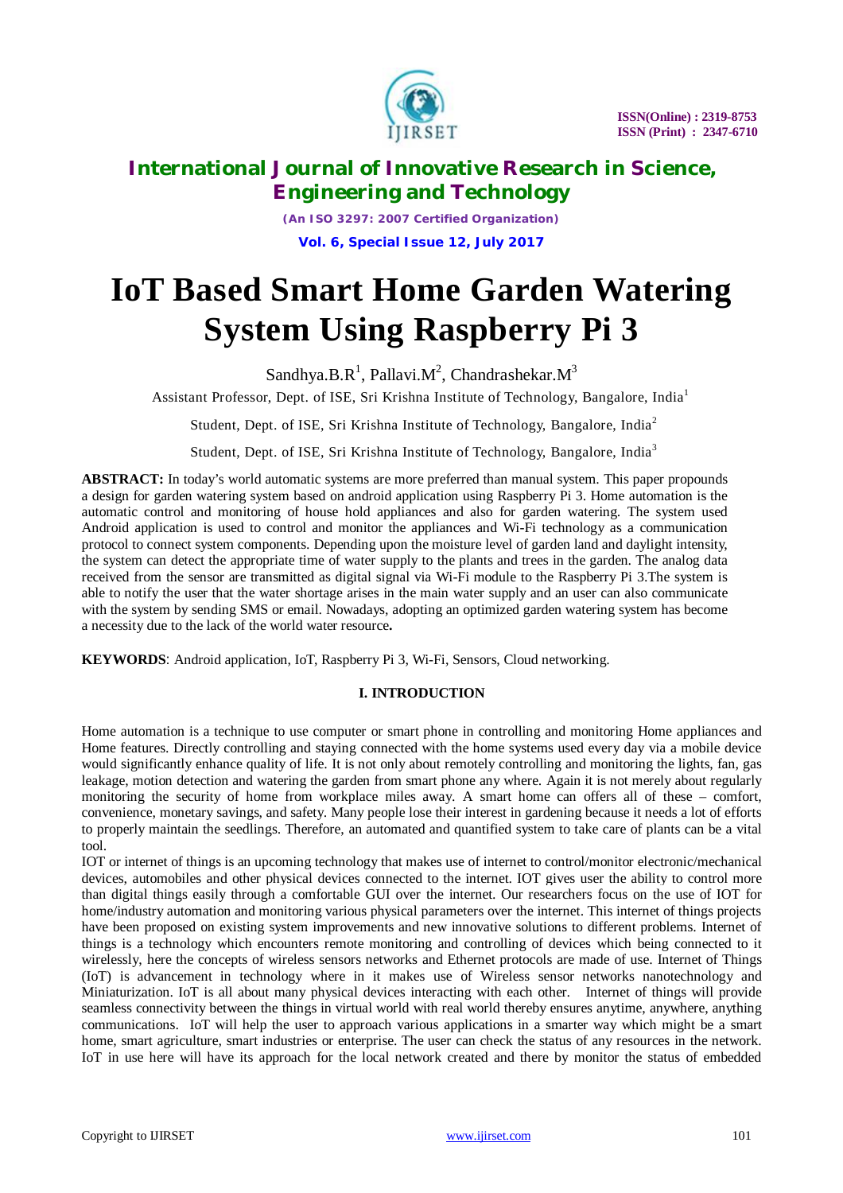# IoT Based Smart Home Garden Watering System Using Raspberry Pi 3

Sandhya.B.R[1], Pallavi.M[2], Chandrashekar.M[3]

Assistant Professor, Dept. of ISE, Sri Krishna Institute of Technology, Bangalore, India[1]

Student, Dept. of ISE, Sri Krishna Institute of Technology, Bangalore, India[2]

Student, Dept. of ISE, Sri Krishna Institute of Technology, Bangalore, India[3]

**ABSTRACT:** In today's world automatic systems are more preferred than manual system. This paper propounds a design for garden watering system based on android application using Raspberry Pi 3. Home automation is the automatic control and monitoring of house hold appliances and also for garden watering. The system used Android application is used to control and monitor the appliances and Wi-Fi technology as a communication protocol to connect system components. Depending upon the moisture level of garden land and daylight intensity, the system can detect the appropriate time of water supply to the plants and trees in the garden. The analog data received from the sensor are transmitted as digital signal via Wi-Fi module to the Raspberry Pi 3.The system is able to notify the user that the water shortage arises in the main water supply and an user can also communicate with the system by sending SMS or email. Nowadays, adopting an optimized garden watering system has become a necessity due to the lack of the world water resource**.**

**KEYWORDS**: Android application, IoT, Raspberry Pi 3, Wi-Fi, Sensors, Cloud networking.

## I. INTRODUCTION

Home automation is a technique to use computer or smart phone in controlling and monitoring Home appliances and Home features. Directly controlling and staying connected with the home systems used every day via a mobile device would significantly enhance quality of life. It is not only about remotely controlling and monitoring the lights, fan, gas leakage, motion detection and watering the garden from smart phone any where. Again it is not merely about regularly monitoring the security of home from workplace miles away. A smart home can offers all of these – comfort, convenience, monetary savings, and safety. Many people lose their interest in gardening because it needs a lot of efforts to properly maintain the seedlings. Therefore, an automated and quantified system to take care of plants can be a vital tool.

IOT or internet of things is an upcoming technology that makes use of internet to control/monitor electronic/mechanical devices, automobiles and other physical devices connected to the internet. IOT gives user the ability to control more than digital things easily through a comfortable GUI over the internet. Our researchers focus on the use of IOT for home/industry automation and monitoring various physical parameters over the internet. This internet of things projects have been proposed on existing system improvements and new innovative solutions to different problems. Internet of things is a technology which encounters remote monitoring and controlling of devices which being connected to it wirelessly, here the concepts of wireless sensors networks and Ethernet protocols are made of use. Internet of Things (IoT) is advancement in technology where in it makes use of Wireless sensor networks nanotechnology and Miniaturization. IoT is all about many physical devices interacting with each other. Internet of things will provide seamless connectivity between the things in virtual world with real world thereby ensures anytime, anywhere, anything communications. IoT will help the user to approach various applications in a smarter way which might be a smart home, smart agriculture, smart industries or enterprise. The user can check the status of any resources in the network. IoT in use here will have its approach for the local network created and there by monitor the status of embedded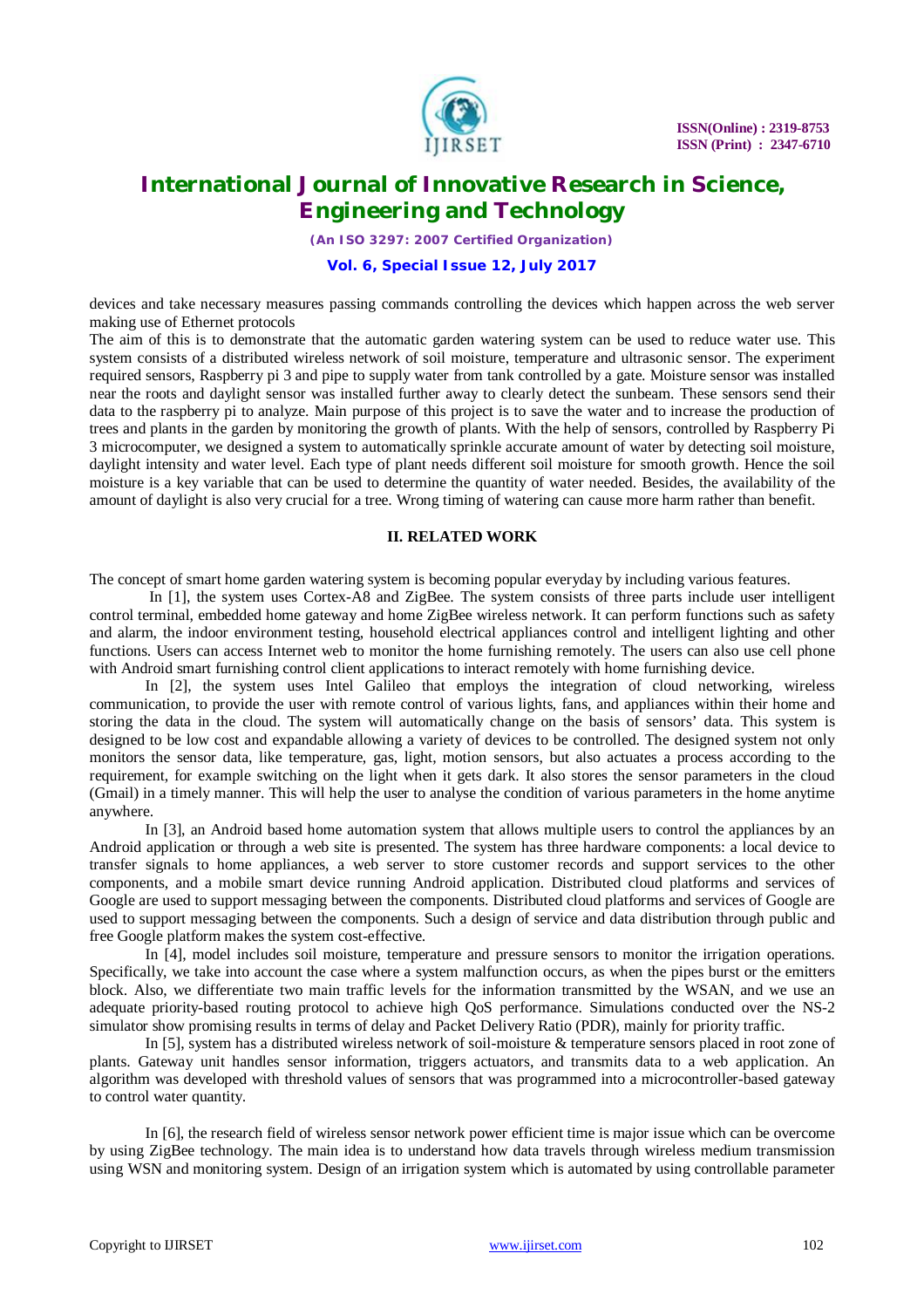devices and take necessary measures passing commands controlling the devices which happen across the web server making use of Ethernet protocols

The aim of this is to demonstrate that the automatic garden watering system can be used to reduce water use. This system consists of a distributed wireless network of soil moisture, temperature and ultrasonic sensor. The experiment required sensors, Raspberry pi 3 and pipe to supply water from tank controlled by a gate. Moisture sensor was installed near the roots and daylight sensor was installed further away to clearly detect the sunbeam. These sensors send their data to the raspberry pi to analyze. Main purpose of this project is to save the water and to increase the production of trees and plants in the garden by monitoring the growth of plants. With the help of sensors, controlled by Raspberry Pi 3 microcomputer, we designed a system to automatically sprinkle accurate amount of water by detecting soil moisture, daylight intensity and water level. Each type of plant needs different soil moisture for smooth growth. Hence the soil moisture is a key variable that can be used to determine the quantity of water needed. Besides, the availability of the amount of daylight is also very crucial for a tree. Wrong timing of watering can cause more harm rather than benefit.

## II. RELATED WORK

The concept of smart home garden watering system is becoming popular everyday by including various features.

In [1], the system uses Cortex-A8 and ZigBee. The system consists of three parts include user intelligent control terminal, embedded home gateway and home ZigBee wireless network. It can perform functions such as safety and alarm, the indoor environment testing, household electrical appliances control and intelligent lighting and other functions. Users can access Internet web to monitor the home furnishing remotely. The users can also use cell phone with Android smart furnishing control client applications to interact remotely with home furnishing device.

In [2], the system uses Intel Galileo that employs the integration of cloud networking, wireless communication, to provide the user with remote control of various lights, fans, and appliances within their home and storing the data in the cloud. The system will automatically change on the basis of sensors' data. This system is designed to be low cost and expandable allowing a variety of devices to be controlled. The designed system not only monitors the sensor data, like temperature, gas, light, motion sensors, but also actuates a process according to the requirement, for example switching on the light when it gets dark. It also stores the sensor parameters in the cloud (Gmail) in a timely manner. This will help the user to analyse the condition of various parameters in the home anytime anywhere.

In [3], an Android based home automation system that allows multiple users to control the appliances by an Android application or through a web site is presented. The system has three hardware components: a local device to transfer signals to home appliances, a web server to store customer records and support services to the other components, and a mobile smart device running Android application. Distributed cloud platforms and services of Google are used to support messaging between the components. Distributed cloud platforms and services of Google are used to support messaging between the components. Such a design of service and data distribution through public and free Google platform makes the system cost-effective.

In [4], model includes soil moisture, temperature and pressure sensors to monitor the irrigation operations. Specifically, we take into account the case where a system malfunction occurs, as when the pipes burst or the emitters block. Also, we differentiate two main traffic levels for the information transmitted by the WSAN, and we use an adequate priority-based routing protocol to achieve high QoS performance. Simulations conducted over the NS-2 simulator show promising results in terms of delay and Packet Delivery Ratio (PDR), mainly for priority traffic.

In [5], system has a distributed wireless network of soil-moisture & temperature sensors placed in root zone of plants. Gateway unit handles sensor information, triggers actuators, and transmits data to a web application. An algorithm was developed with threshold values of sensors that was programmed into a microcontroller-based gateway to control water quantity.

In [6], the research field of wireless sensor network power efficient time is major issue which can be overcome by using ZigBee technology. The main idea is to understand how data travels through wireless medium transmission using WSN and monitoring system. Design of an irrigation system which is automated by using controllable parameter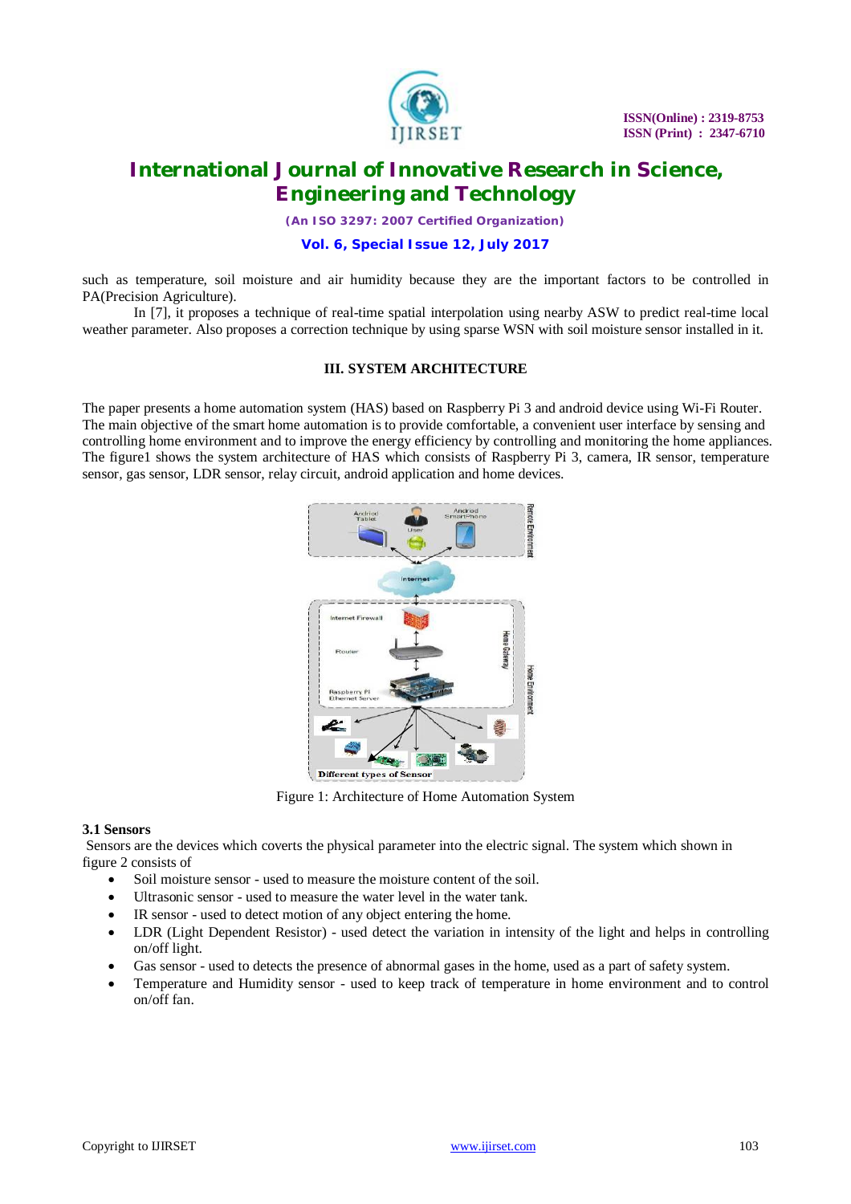such as temperature, soil moisture and air humidity because they are the important factors to be controlled in PA(Precision Agriculture).

In [7], it proposes a technique of real-time spatial interpolation using nearby ASW to predict real-time local weather parameter. Also proposes a correction technique by using sparse WSN with soil moisture sensor installed in it.

## III. SYSTEM ARCHITECTURE

The paper presents a home automation system (HAS) based on Raspberry Pi 3 and android device using Wi-Fi Router. The main objective of the smart home automation is to provide comfortable, a convenient user interface by sensing and controlling home environment and to improve the energy efficiency by controlling and monitoring the home appliances. The figure1 shows the system architecture of HAS which consists of Raspberry Pi 3, camera, IR sensor, temperature sensor, gas sensor, LDR sensor, relay circuit, android application and home devices.

Figure 1: Architecture of Home Automation System

### 3.1 Sensors

Sensors are the devices which coverts the physical parameter into the electric signal. The system which shown in figure 2 consists of

- Soil moisture sensor - used to measure the moisture content of the soil.
- Ultrasonic sensor - used to measure the water level in the water tank.
- IR sensor - used to detect motion of any object entering the home.
- LDR (Light Dependent Resistor) - used detect the variation in intensity of the light and helps in controlling on/off light.
- Gas sensor - used to detects the presence of abnormal gases in the home, used as a part of safety system.
- Temperature and Humidity sensor - used to keep track of temperature in home environment and to control on/off fan.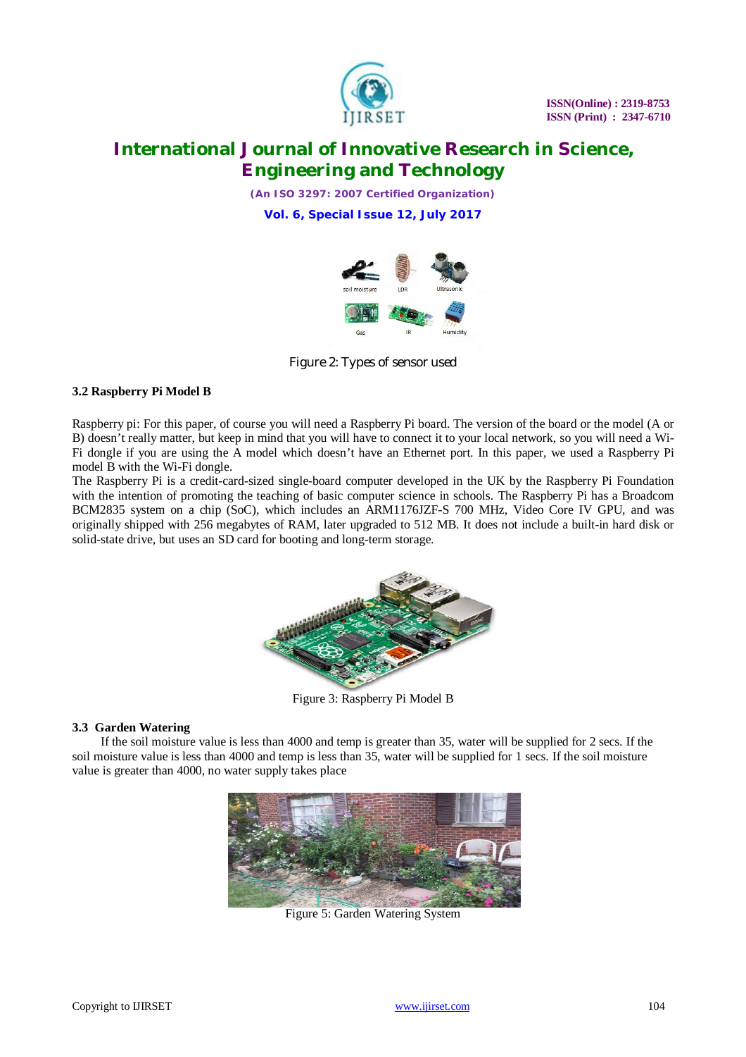Figure 2: Types of sensor used

### 3.2 Raspberry Pi Model B

Raspberry pi: For this paper, of course you will need a Raspberry Pi board. The version of the board or the model (A or B) doesn't really matter, but keep in mind that you will have to connect it to your local network, so you will need a Wi-Fi dongle if you are using the A model which doesn't have an Ethernet port. In this paper, we used a Raspberry Pi model B with the Wi-Fi dongle.

The Raspberry Pi is a credit-card-sized single-board computer developed in the UK by the Raspberry Pi Foundation with the intention of promoting the teaching of basic computer science in schools. The Raspberry Pi has a Broadcom BCM2835 system on a chip (SoC), which includes an ARM1176JZF-S 700 MHz, Video Core IV GPU, and was originally shipped with 256 megabytes of RAM, later upgraded to 512 MB. It does not include a built-in hard disk or solid-state drive, but uses an SD card for booting and long-term storage.

Figure 3: Raspberry Pi Model B

### 3.3 Garden Watering

If the soil moisture value is less than 4000 and temp is greater than 35, water will be supplied for 2 secs. If the soil moisture value is less than 4000 and temp is less than 35, water will be supplied for 1 secs. If the soil moisture value is greater than 4000, no water supply takes place

Figure 5: Garden Watering System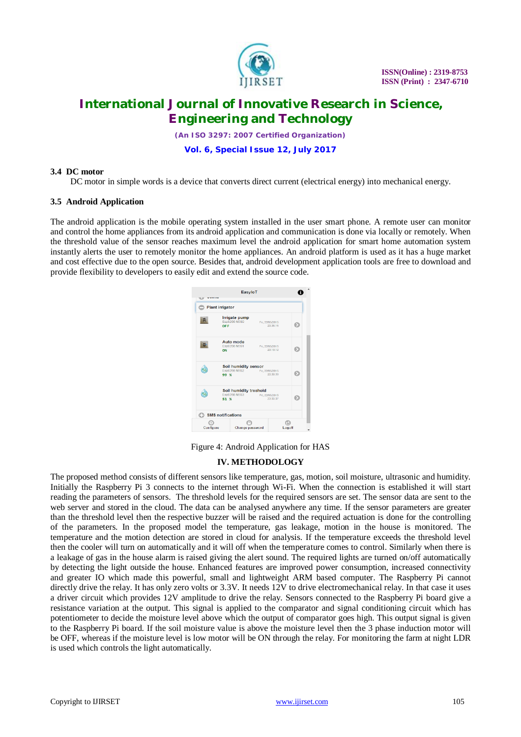### 3.4 DC motor

DC motor in simple words is a device that converts direct current (electrical energy) into mechanical energy.

### 3.5 Android Application

The android application is the mobile operating system installed in the user smart phone. A remote user can monitor and control the home appliances from its android application and communication is done via locally or remotely. When the threshold value of the sensor reaches maximum level the android application for smart home automation system instantly alerts the user to remotely monitor the home appliances. An android platform is used as it has a huge market and cost effective due to the open source. Besides that, android development application tools are free to download and provide flexibility to developers to easily edit and extend the source code.

Figure 4: Android Application for HAS

## IV. METHODOLOGY

The proposed method consists of different sensors like temperature, gas, motion, soil moisture, ultrasonic and humidity. Initially the Raspberry Pi 3 connects to the internet through Wi-Fi. When the connection is established it will start reading the parameters of sensors. The threshold levels for the required sensors are set. The sensor data are sent to the web server and stored in the cloud. The data can be analysed anywhere any time. If the sensor parameters are greater than the threshold level then the respective buzzer will be raised and the required actuation is done for the controlling of the parameters. In the proposed model the temperature, gas leakage, motion in the house is monitored. The temperature and the motion detection are stored in cloud for analysis. If the temperature exceeds the threshold level then the cooler will turn on automatically and it will off when the temperature comes to control. Similarly when there is a leakage of gas in the house alarm is raised giving the alert sound. The required lights are turned on/off automatically by detecting the light outside the house. Enhanced features are improved power consumption, increased connectivity and greater IO which made this powerful, small and lightweight ARM based computer. The Raspberry Pi cannot directly drive the relay. It has only zero volts or 3.3V. It needs 12V to drive electromechanical relay. In that case it uses a driver circuit which provides 12V amplitude to drive the relay. Sensors connected to the Raspberry Pi board give a resistance variation at the output. This signal is applied to the comparator and signal conditioning circuit which has potentiometer to decide the moisture level above which the output of comparator goes high. This output signal is given to the Raspberry Pi board. If the soil moisture value is above the moisture level then the 3 phase induction motor will be OFF, whereas if the moisture level is low motor will be ON through the relay. For monitoring the farm at night LDR is used which controls the light automatically.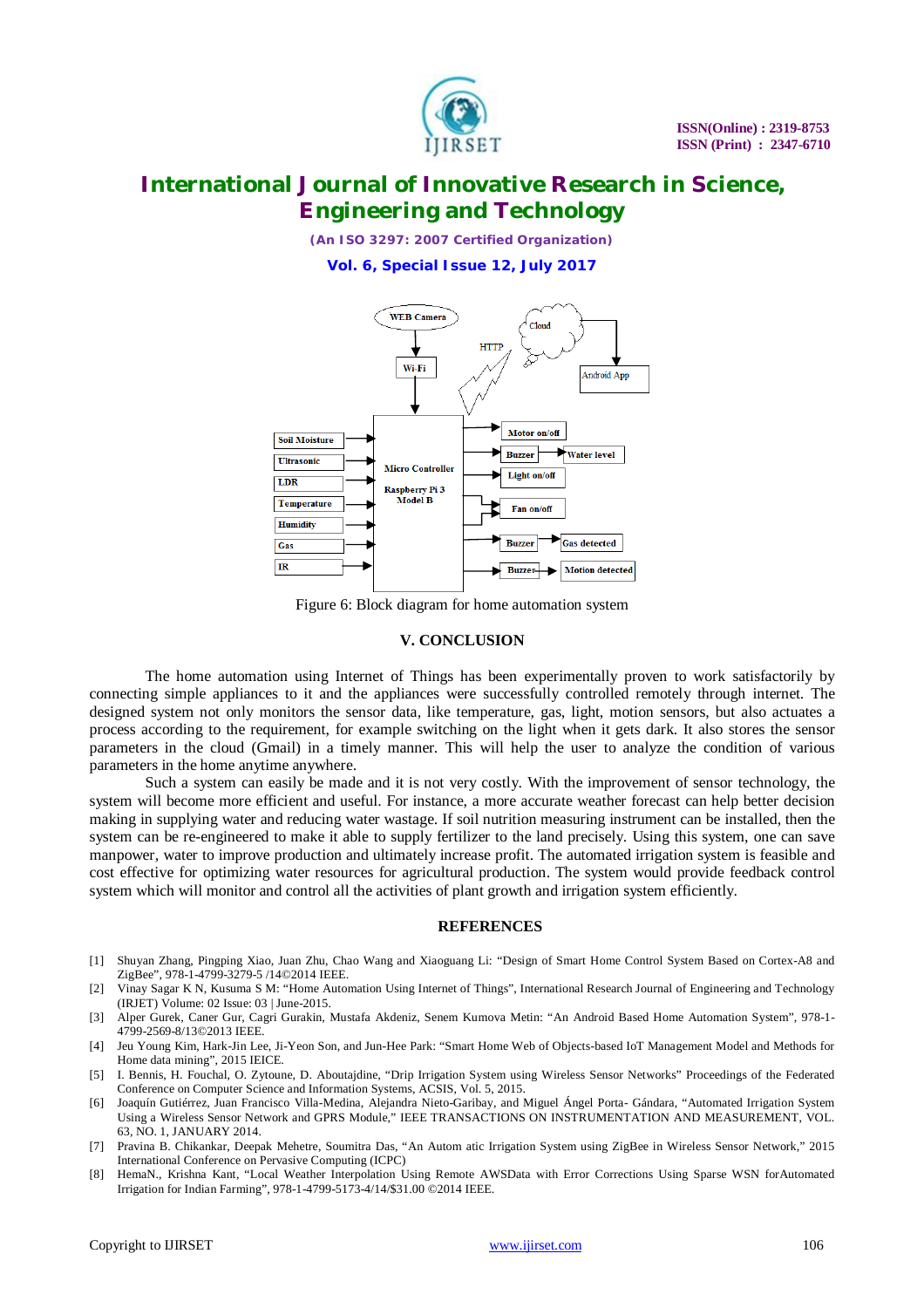WEB Camera

Wi-Fi

HTTP

Cloud

Android App

Soil Moisture

Ultrasonic

LDR

Temperature

Humidity

Gas

IR

Micro Controller

Raspberry Pi 3 Model B

Motor on/off

Buzzer

Water level

Light on/off

Fan on/off

Buzzer

Gas detected

Buzzer

Motion detected

Figure 6: Block diagram for home automation system

## V. CONCLUSION

The home automation using Internet of Things has been experimentally proven to work satisfactorily by connecting simple appliances to it and the appliances were successfully controlled remotely through internet. The designed system not only monitors the sensor data, like temperature, gas, light, motion sensors, but also actuates a process according to the requirement, for example switching on the light when it gets dark. It also stores the sensor parameters in the cloud (Gmail) in a timely manner. This will help the user to analyze the condition of various parameters in the home anytime anywhere.

Such a system can easily be made and it is not very costly. With the improvement of sensor technology, the system will become more efficient and useful. For instance, a more accurate weather forecast can help better decision making in supplying water and reducing water wastage. If soil nutrition measuring instrument can be installed, then the system can be re-engineered to make it able to supply fertilizer to the land precisely. Using this system, one can save manpower, water to improve production and ultimately increase profit. The automated irrigation system is feasible and cost effective for optimizing water resources for agricultural production. The system would provide feedback control system which will monitor and control all the activities of plant growth and irrigation system efficiently.

## REFERENCES

[1] Shuyan Zhang, Pingping Xiao, Juan Zhu, Chao Wang and Xiaoguang Li: "Design of Smart Home Control System Based on Cortex-A8 and ZigBee", 978-1-4799-3279-5 /14©2014 IEEE.

[2] Vinay Sagar K N, Kusuma S M: "Home Automation Using Internet of Things", International Research Journal of Engineering and Technology (IRJET) Volume: 02 Issue: 03 | June-2015.

[3] Alper Gurek, Caner Gur, Cagri Gurakin, Mustafa Akdeniz, Senem Kumova Metin: "An Android Based Home Automation System", 978-1-4799-2569-8/13©2013 IEEE.

[4] Jeu Young Kim, Hark-Jin Lee, Ji-Yeon Son, and Jun-Hee Park: "Smart Home Web of Objects-based IoT Management Model and Methods for Home data mining", 2015 IEICE.

[5] I. Bennis, H. Fouchal, O. Zytoune, D. Aboutajdine, "Drip Irrigation System using Wireless Sensor Networks" Proceedings of the Federated Conference on Computer Science and Information Systems, ACSIS, Vol. 5, 2015.

[6] Joaquín Gutiérrez, Juan Francisco Villa-Medina, Alejandra Nieto-Garibay, and Miguel Ángel Porta- Gándara, "Automated Irrigation System Using a Wireless Sensor Network and GPRS Module," IEEE TRANSACTIONS ON INSTRUMENTATION AND MEASUREMENT, VOL. 63, NO. 1, JANUARY 2014.

[7] Pravina B. Chikankar, Deepak Mehetre, Soumitra Das, "An Autom atic Irrigation System using ZigBee in Wireless Sensor Network," 2015 International Conference on Pervasive Computing (ICPC)

[8] HemaN., Krishna Kant, "Local Weather Interpolation Using Remote AWSData with Error Corrections Using Sparse WSN forAutomated Irrigation for Indian Farming", 978-1-4799-5173-4/14/$31.00 ©2014 IEEE.